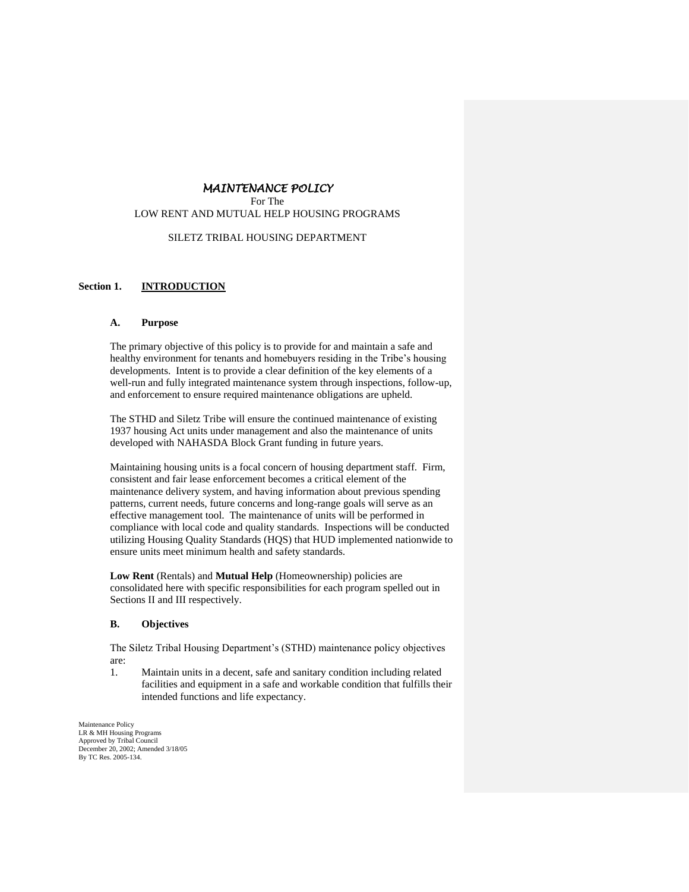# *MAINTENANCE POLICY*

For The
LOW RENT AND MUTUAL HELP HOUSING PROGRAMS

SILETZ TRIBAL HOUSING DEPARTMENT

## Section 1. INTRODUCTION

### A. Purpose

The primary objective of this policy is to provide for and maintain a safe and healthy environment for tenants and homebuyers residing in the Tribe's housing developments. Intent is to provide a clear definition of the key elements of a well-run and fully integrated maintenance system through inspections, follow-up, and enforcement to ensure required maintenance obligations are upheld.

The STHD and Siletz Tribe will ensure the continued maintenance of existing 1937 housing Act units under management and also the maintenance of units developed with NAHASDA Block Grant funding in future years.

Maintaining housing units is a focal concern of housing department staff. Firm, consistent and fair lease enforcement becomes a critical element of the maintenance delivery system, and having information about previous spending patterns, current needs, future concerns and long-range goals will serve as an effective management tool. The maintenance of units will be performed in compliance with local code and quality standards. Inspections will be conducted utilizing Housing Quality Standards (HQS) that HUD implemented nationwide to ensure units meet minimum health and safety standards.

**Low Rent** (Rentals) and **Mutual Help** (Homeownership) policies are consolidated here with specific responsibilities for each program spelled out in Sections II and III respectively.

### B. Objectives

The Siletz Tribal Housing Department's (STHD) maintenance policy objectives are:

1. Maintain units in a decent, safe and sanitary condition including related facilities and equipment in a safe and workable condition that fulfills their intended functions and life expectancy.

Maintenance Policy
LR & MH Housing Programs
Approved by Tribal Council
December 20, 2002; Amended 3/18/05
By TC Res. 2005-134.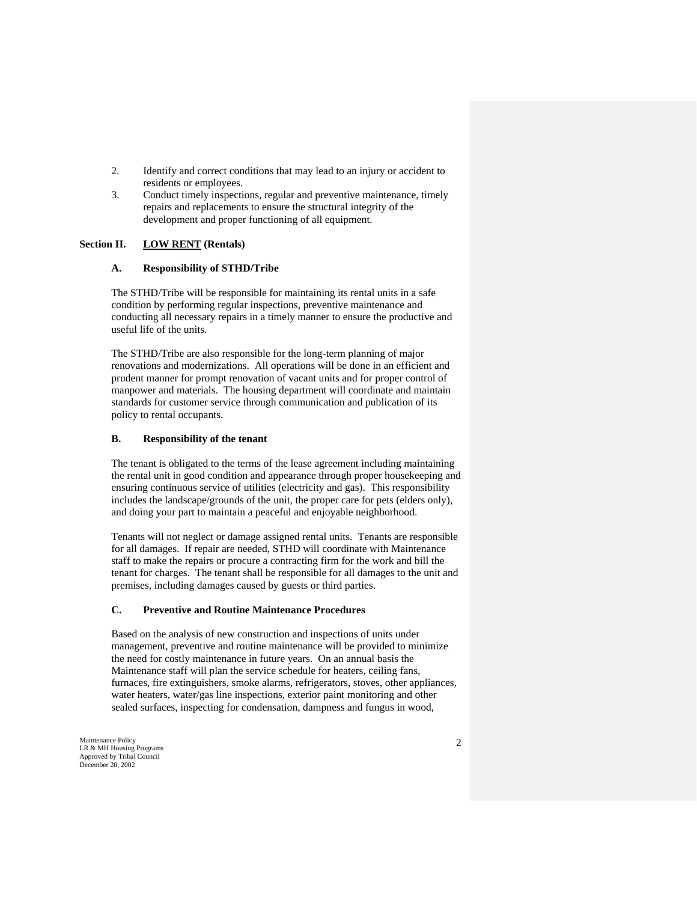2. Identify and correct conditions that may lead to an injury or accident to residents or employees.
3. Conduct timely inspections, regular and preventive maintenance, timely repairs and replacements to ensure the structural integrity of the development and proper functioning of all equipment.

## Section II. LOW RENT (Rentals)

### A. Responsibility of STHD/Tribe

The STHD/Tribe will be responsible for maintaining its rental units in a safe condition by performing regular inspections, preventive maintenance and conducting all necessary repairs in a timely manner to ensure the productive and useful life of the units.

The STHD/Tribe are also responsible for the long-term planning of major renovations and modernizations. All operations will be done in an efficient and prudent manner for prompt renovation of vacant units and for proper control of manpower and materials. The housing department will coordinate and maintain standards for customer service through communication and publication of its policy to rental occupants.

### B. Responsibility of the tenant

The tenant is obligated to the terms of the lease agreement including maintaining the rental unit in good condition and appearance through proper housekeeping and ensuring continuous service of utilities (electricity and gas). This responsibility includes the landscape/grounds of the unit, the proper care for pets (elders only), and doing your part to maintain a peaceful and enjoyable neighborhood.

Tenants will not neglect or damage assigned rental units. Tenants are responsible for all damages. If repair are needed, STHD will coordinate with Maintenance staff to make the repairs or procure a contracting firm for the work and bill the tenant for charges. The tenant shall be responsible for all damages to the unit and premises, including damages caused by guests or third parties.

### C. Preventive and Routine Maintenance Procedures

Based on the analysis of new construction and inspections of units under management, preventive and routine maintenance will be provided to minimize the need for costly maintenance in future years. On an annual basis the Maintenance staff will plan the service schedule for heaters, ceiling fans, furnaces, fire extinguishers, smoke alarms, refrigerators, stoves, other appliances, water heaters, water/gas line inspections, exterior paint monitoring and other sealed surfaces, inspecting for condensation, dampness and fungus in wood,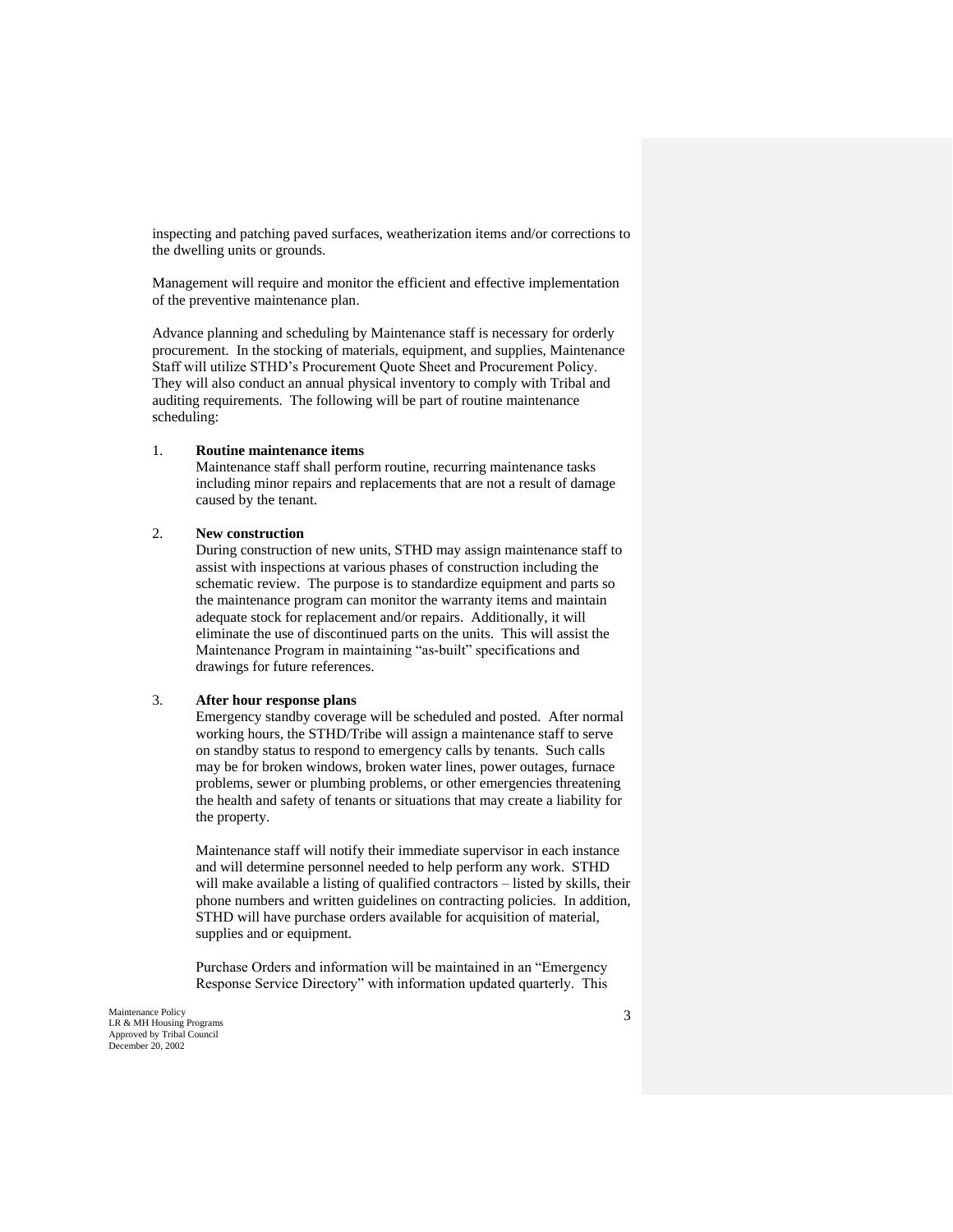inspecting and patching paved surfaces, weatherization items and/or corrections to the dwelling units or grounds.

Management will require and monitor the efficient and effective implementation of the preventive maintenance plan.

Advance planning and scheduling by Maintenance staff is necessary for orderly procurement. In the stocking of materials, equipment, and supplies, Maintenance Staff will utilize STHD's Procurement Quote Sheet and Procurement Policy. They will also conduct an annual physical inventory to comply with Tribal and auditing requirements. The following will be part of routine maintenance scheduling:

1. **Routine maintenance items**

   Maintenance staff shall perform routine, recurring maintenance tasks including minor repairs and replacements that are not a result of damage caused by the tenant.

2. **New construction**

   During construction of new units, STHD may assign maintenance staff to assist with inspections at various phases of construction including the schematic review. The purpose is to standardize equipment and parts so the maintenance program can monitor the warranty items and maintain adequate stock for replacement and/or repairs. Additionally, it will eliminate the use of discontinued parts on the units. This will assist the Maintenance Program in maintaining "as-built" specifications and drawings for future references.

3. **After hour response plans**

   Emergency standby coverage will be scheduled and posted. After normal working hours, the STHD/Tribe will assign a maintenance staff to serve on standby status to respond to emergency calls by tenants. Such calls may be for broken windows, broken water lines, power outages, furnace problems, sewer or plumbing problems, or other emergencies threatening the health and safety of tenants or situations that may create a liability for the property.

   Maintenance staff will notify their immediate supervisor in each instance and will determine personnel needed to help perform any work. STHD will make available a listing of qualified contractors – listed by skills, their phone numbers and written guidelines on contracting policies. In addition, STHD will have purchase orders available for acquisition of material, supplies and or equipment.

   Purchase Orders and information will be maintained in an "Emergency Response Service Directory" with information updated quarterly. This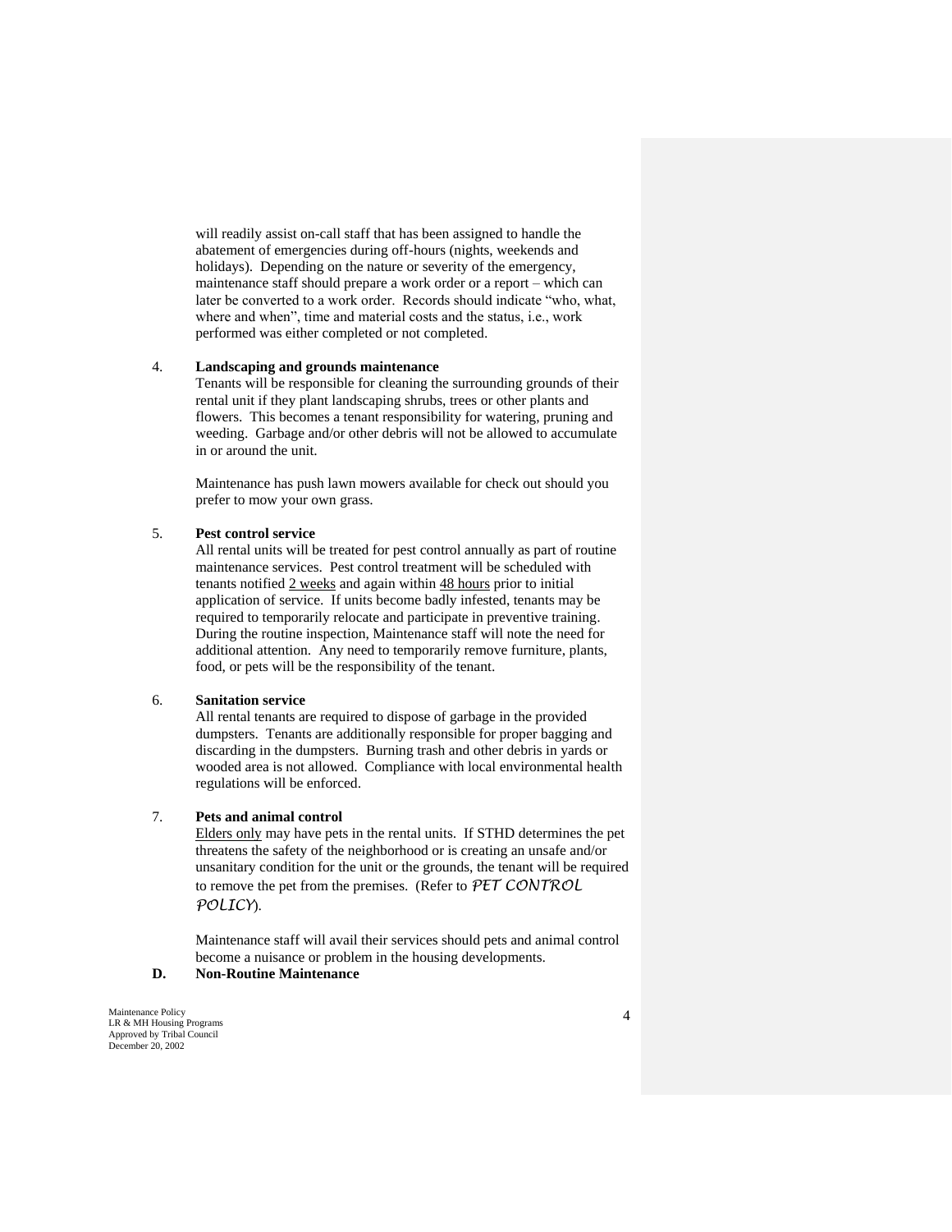will readily assist on-call staff that has been assigned to handle the abatement of emergencies during off-hours (nights, weekends and holidays). Depending on the nature or severity of the emergency, maintenance staff should prepare a work order or a report – which can later be converted to a work order. Records should indicate "who, what, where and when", time and material costs and the status, i.e., work performed was either completed or not completed.

4. **Landscaping and grounds maintenance**

   Tenants will be responsible for cleaning the surrounding grounds of their rental unit if they plant landscaping shrubs, trees or other plants and flowers. This becomes a tenant responsibility for watering, pruning and weeding. Garbage and/or other debris will not be allowed to accumulate in or around the unit.

   Maintenance has push lawn mowers available for check out should you prefer to mow your own grass.

5. **Pest control service**

   All rental units will be treated for pest control annually as part of routine maintenance services. Pest control treatment will be scheduled with tenants notified <u>2 weeks</u> and again within <u>48 hours</u> prior to initial application of service. If units become badly infested, tenants may be required to temporarily relocate and participate in preventive training. During the routine inspection, Maintenance staff will note the need for additional attention. Any need to temporarily remove furniture, plants, food, or pets will be the responsibility of the tenant.

6. **Sanitation service**

   All rental tenants are required to dispose of garbage in the provided dumpsters. Tenants are additionally responsible for proper bagging and discarding in the dumpsters. Burning trash and other debris in yards or wooded area is not allowed. Compliance with local environmental health regulations will be enforced.

7. **Pets and animal control**

   <u>Elders only</u> may have pets in the rental units. If STHD determines the pet threatens the safety of the neighborhood or is creating an unsafe and/or unsanitary condition for the unit or the grounds, the tenant will be required to remove the pet from the premises. (Refer to *PET CONTROL POLICY*).

   Maintenance staff will avail their services should pets and animal control become a nuisance or problem in the housing developments.

**D. Non-Routine Maintenance**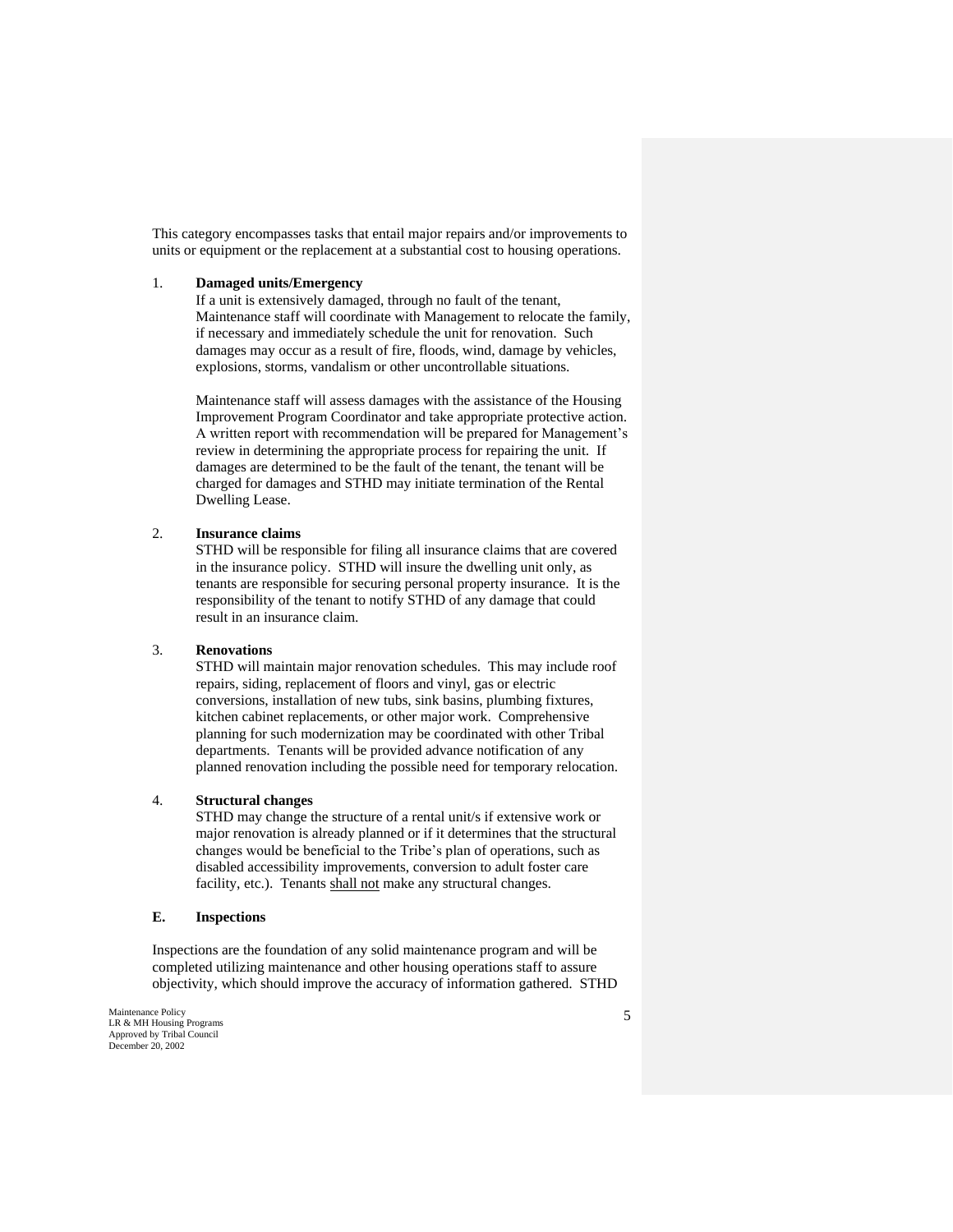This category encompasses tasks that entail major repairs and/or improvements to units or equipment or the replacement at a substantial cost to housing operations.

1. **Damaged units/Emergency**

   If a unit is extensively damaged, through no fault of the tenant, Maintenance staff will coordinate with Management to relocate the family, if necessary and immediately schedule the unit for renovation. Such damages may occur as a result of fire, floods, wind, damage by vehicles, explosions, storms, vandalism or other uncontrollable situations.

   Maintenance staff will assess damages with the assistance of the Housing Improvement Program Coordinator and take appropriate protective action. A written report with recommendation will be prepared for Management's review in determining the appropriate process for repairing the unit. If damages are determined to be the fault of the tenant, the tenant will be charged for damages and STHD may initiate termination of the Rental Dwelling Lease.

2. **Insurance claims**

   STHD will be responsible for filing all insurance claims that are covered in the insurance policy. STHD will insure the dwelling unit only, as tenants are responsible for securing personal property insurance. It is the responsibility of the tenant to notify STHD of any damage that could result in an insurance claim.

3. **Renovations**

   STHD will maintain major renovation schedules. This may include roof repairs, siding, replacement of floors and vinyl, gas or electric conversions, installation of new tubs, sink basins, plumbing fixtures, kitchen cabinet replacements, or other major work. Comprehensive planning for such modernization may be coordinated with other Tribal departments. Tenants will be provided advance notification of any planned renovation including the possible need for temporary relocation.

4. **Structural changes**

   STHD may change the structure of a rental unit/s if extensive work or major renovation is already planned or if it determines that the structural changes would be beneficial to the Tribe's plan of operations, such as disabled accessibility improvements, conversion to adult foster care facility, etc.). Tenants <u>shall not</u> make any structural changes.

### E. Inspections

Inspections are the foundation of any solid maintenance program and will be completed utilizing maintenance and other housing operations staff to assure objectivity, which should improve the accuracy of information gathered. STHD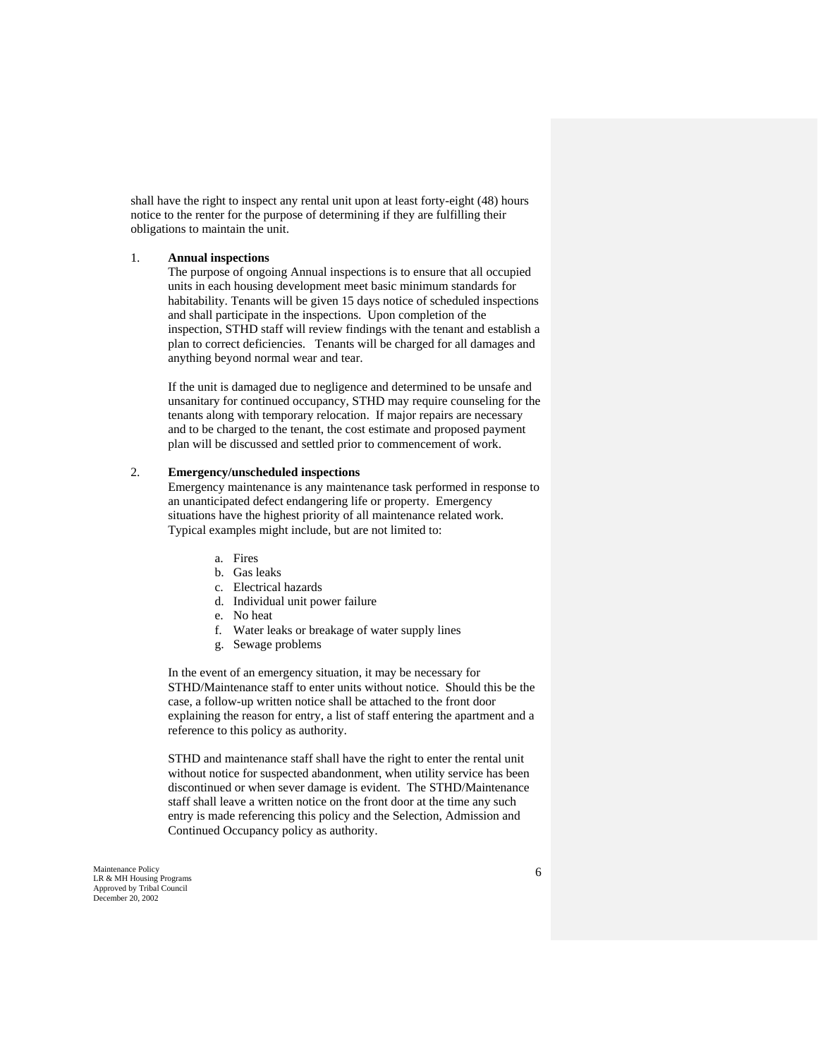shall have the right to inspect any rental unit upon at least forty-eight (48) hours notice to the renter for the purpose of determining if they are fulfilling their obligations to maintain the unit.

1. **Annual inspections**

   The purpose of ongoing Annual inspections is to ensure that all occupied units in each housing development meet basic minimum standards for habitability. Tenants will be given 15 days notice of scheduled inspections and shall participate in the inspections. Upon completion of the inspection, STHD staff will review findings with the tenant and establish a plan to correct deficiencies. Tenants will be charged for all damages and anything beyond normal wear and tear.

   If the unit is damaged due to negligence and determined to be unsafe and unsanitary for continued occupancy, STHD may require counseling for the tenants along with temporary relocation. If major repairs are necessary and to be charged to the tenant, the cost estimate and proposed payment plan will be discussed and settled prior to commencement of work.

2. **Emergency/unscheduled inspections**

   Emergency maintenance is any maintenance task performed in response to an unanticipated defect endangering life or property. Emergency situations have the highest priority of all maintenance related work. Typical examples might include, but are not limited to:

   a. Fires
   b. Gas leaks
   c. Electrical hazards
   d. Individual unit power failure
   e. No heat
   f. Water leaks or breakage of water supply lines
   g. Sewage problems

   In the event of an emergency situation, it may be necessary for STHD/Maintenance staff to enter units without notice. Should this be the case, a follow-up written notice shall be attached to the front door explaining the reason for entry, a list of staff entering the apartment and a reference to this policy as authority.

   STHD and maintenance staff shall have the right to enter the rental unit without notice for suspected abandonment, when utility service has been discontinued or when sever damage is evident. The STHD/Maintenance staff shall leave a written notice on the front door at the time any such entry is made referencing this policy and the Selection, Admission and Continued Occupancy policy as authority.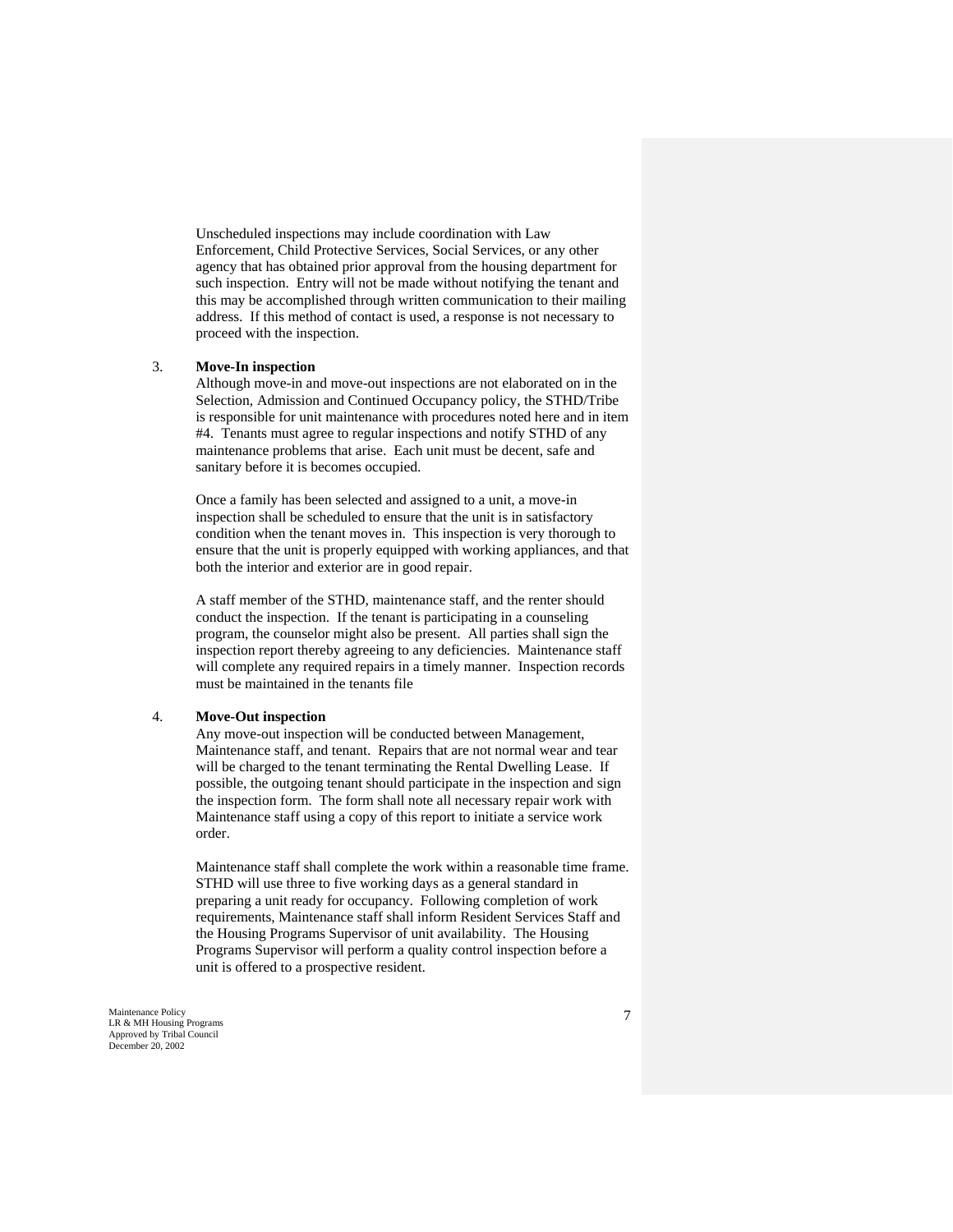Unscheduled inspections may include coordination with Law Enforcement, Child Protective Services, Social Services, or any other agency that has obtained prior approval from the housing department for such inspection. Entry will not be made without notifying the tenant and this may be accomplished through written communication to their mailing address. If this method of contact is used, a response is not necessary to proceed with the inspection.

3. **Move-In inspection**

Although move-in and move-out inspections are not elaborated on in the Selection, Admission and Continued Occupancy policy, the STHD/Tribe is responsible for unit maintenance with procedures noted here and in item #4. Tenants must agree to regular inspections and notify STHD of any maintenance problems that arise. Each unit must be decent, safe and sanitary before it is becomes occupied.

Once a family has been selected and assigned to a unit, a move-in inspection shall be scheduled to ensure that the unit is in satisfactory condition when the tenant moves in. This inspection is very thorough to ensure that the unit is properly equipped with working appliances, and that both the interior and exterior are in good repair.

A staff member of the STHD, maintenance staff, and the renter should conduct the inspection. If the tenant is participating in a counseling program, the counselor might also be present. All parties shall sign the inspection report thereby agreeing to any deficiencies. Maintenance staff will complete any required repairs in a timely manner. Inspection records must be maintained in the tenants file

4. **Move-Out inspection**

Any move-out inspection will be conducted between Management, Maintenance staff, and tenant. Repairs that are not normal wear and tear will be charged to the tenant terminating the Rental Dwelling Lease. If possible, the outgoing tenant should participate in the inspection and sign the inspection form. The form shall note all necessary repair work with Maintenance staff using a copy of this report to initiate a service work order.

Maintenance staff shall complete the work within a reasonable time frame. STHD will use three to five working days as a general standard in preparing a unit ready for occupancy. Following completion of work requirements, Maintenance staff shall inform Resident Services Staff and the Housing Programs Supervisor of unit availability. The Housing Programs Supervisor will perform a quality control inspection before a unit is offered to a prospective resident.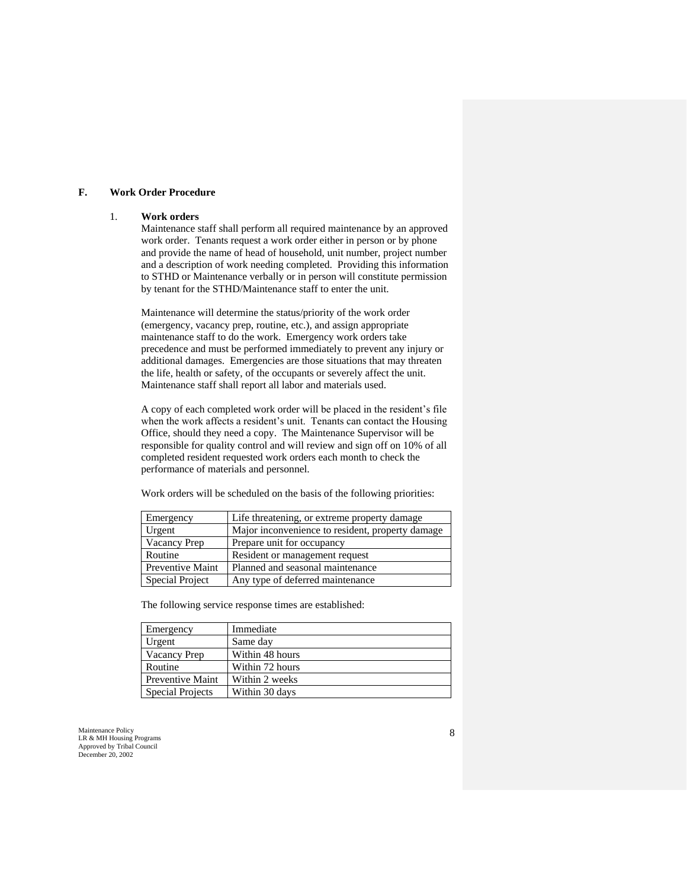## F. Work Order Procedure

### 1. Work orders

Maintenance staff shall perform all required maintenance by an approved work order. Tenants request a work order either in person or by phone and provide the name of head of household, unit number, project number and a description of work needing completed. Providing this information to STHD or Maintenance verbally or in person will constitute permission by tenant for the STHD/Maintenance staff to enter the unit.

Maintenance will determine the status/priority of the work order (emergency, vacancy prep, routine, etc.), and assign appropriate maintenance staff to do the work. Emergency work orders take precedence and must be performed immediately to prevent any injury or additional damages. Emergencies are those situations that may threaten the life, health or safety, of the occupants or severely affect the unit. Maintenance staff shall report all labor and materials used.

A copy of each completed work order will be placed in the resident's file when the work affects a resident's unit. Tenants can contact the Housing Office, should they need a copy. The Maintenance Supervisor will be responsible for quality control and will review and sign off on 10% of all completed resident requested work orders each month to check the performance of materials and personnel.

Work orders will be scheduled on the basis of the following priorities:

| | |
|---|---|
| Emergency | Life threatening, or extreme property damage |
| Urgent | Major inconvenience to resident, property damage |
| Vacancy Prep | Prepare unit for occupancy |
| Routine | Resident or management request |
| Preventive Maint | Planned and seasonal maintenance |
| Special Project | Any type of deferred maintenance |

The following service response times are established:

| | |
|---|---|
| Emergency | Immediate |
| Urgent | Same day |
| Vacancy Prep | Within 48 hours |
| Routine | Within 72 hours |
| Preventive Maint | Within 2 weeks |
| Special Projects | Within 30 days |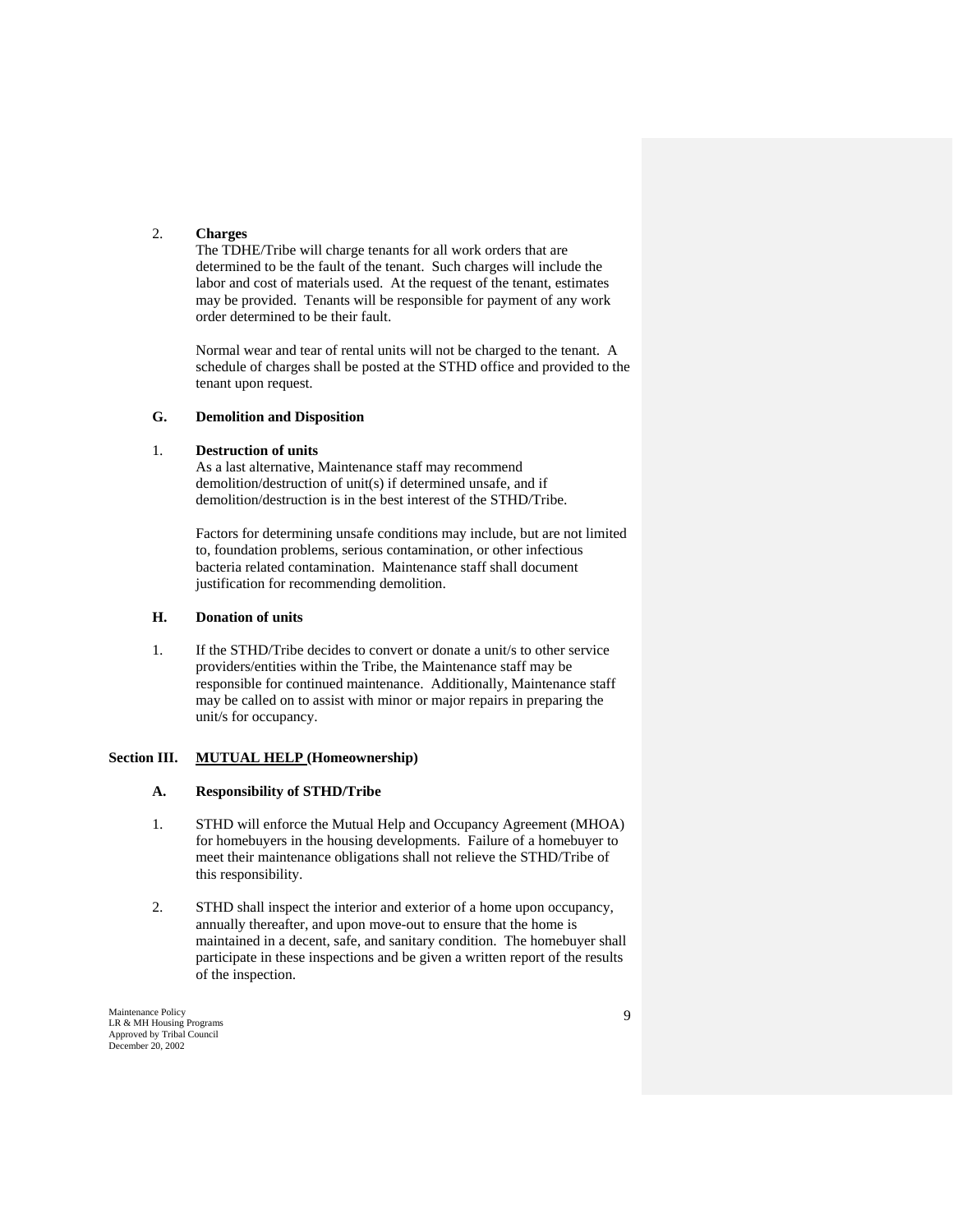2. **Charges**

The TDHE/Tribe will charge tenants for all work orders that are determined to be the fault of the tenant. Such charges will include the labor and cost of materials used. At the request of the tenant, estimates may be provided. Tenants will be responsible for payment of any work order determined to be their fault.

Normal wear and tear of rental units will not be charged to the tenant. A schedule of charges shall be posted at the STHD office and provided to the tenant upon request.

**G. Demolition and Disposition**

1. **Destruction of units**

As a last alternative, Maintenance staff may recommend demolition/destruction of unit(s) if determined unsafe, and if demolition/destruction is in the best interest of the STHD/Tribe.

Factors for determining unsafe conditions may include, but are not limited to, foundation problems, serious contamination, or other infectious bacteria related contamination. Maintenance staff shall document justification for recommending demolition.

**H. Donation of units**

1. If the STHD/Tribe decides to convert or donate a unit/s to other service providers/entities within the Tribe, the Maintenance staff may be responsible for continued maintenance. Additionally, Maintenance staff may be called on to assist with minor or major repairs in preparing the unit/s for occupancy.

## Section III. <u>MUTUAL HELP</u> (Homeownership)

**A. Responsibility of STHD/Tribe**

1. STHD will enforce the Mutual Help and Occupancy Agreement (MHOA) for homebuyers in the housing developments. Failure of a homebuyer to meet their maintenance obligations shall not relieve the STHD/Tribe of this responsibility.

2. STHD shall inspect the interior and exterior of a home upon occupancy, annually thereafter, and upon move-out to ensure that the home is maintained in a decent, safe, and sanitary condition. The homebuyer shall participate in these inspections and be given a written report of the results of the inspection.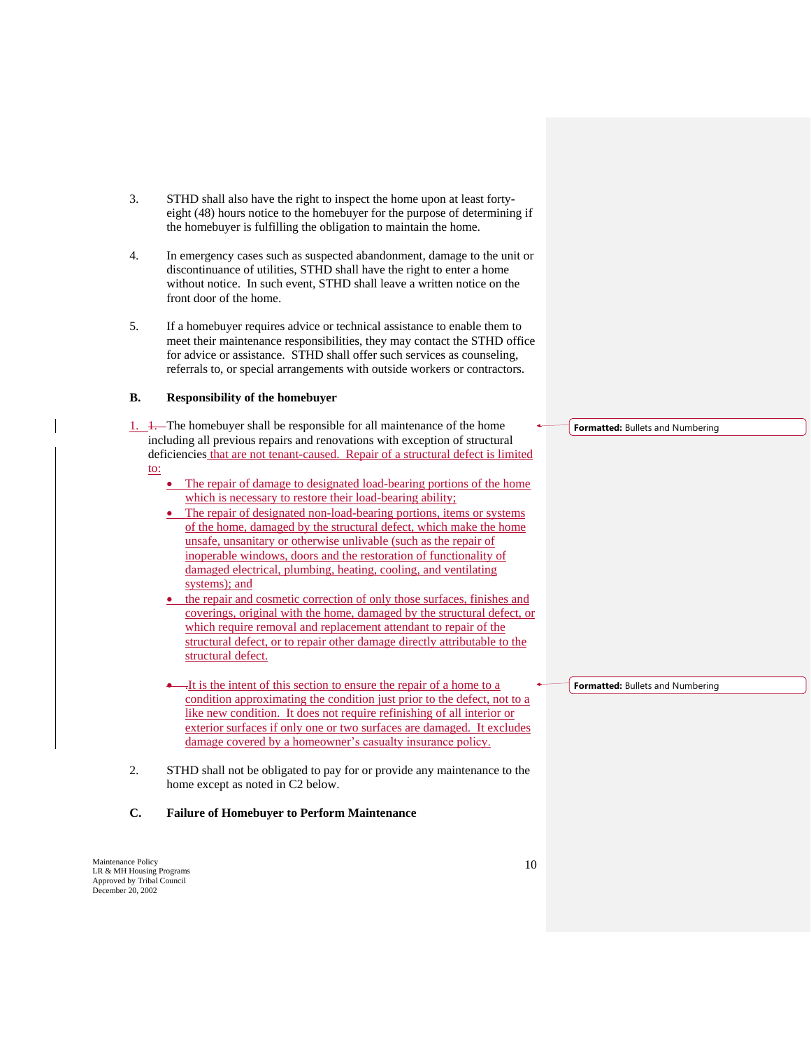3. STHD shall also have the right to inspect the home upon at least forty-eight (48) hours notice to the homebuyer for the purpose of determining if the homebuyer is fulfilling the obligation to maintain the home.

4. In emergency cases such as suspected abandonment, damage to the unit or discontinuance of utilities, STHD shall have the right to enter a home without notice. In such event, STHD shall leave a written notice on the front door of the home.

5. If a homebuyer requires advice or technical assistance to enable them to meet their maintenance responsibilities, they may contact the STHD office for advice or assistance. STHD shall offer such services as counseling, referrals to, or special arrangements with outside workers or contractors.

**B. Responsibility of the homebuyer**

1. The homebuyer shall be responsible for all maintenance of the home including all previous repairs and renovations with exception of structural deficiencies that are not tenant-caused. Repair of a structural defect is limited to:
   - The repair of damage to designated load-bearing portions of the home which is necessary to restore their load-bearing ability;
   - The repair of designated non-load-bearing portions, items or systems of the home, damaged by the structural defect, which make the home unsafe, unsanitary or otherwise unlivable (such as the repair of inoperable windows, doors and the restoration of functionality of damaged electrical, plumbing, heating, cooling, and ventilating systems); and
   - the repair and cosmetic correction of only those surfaces, finishes and coverings, original with the home, damaged by the structural defect, or which require removal and replacement attendant to repair of the structural defect, or to repair other damage directly attributable to the structural defect.

   It is the intent of this section to ensure the repair of a home to a condition approximating the condition just prior to the defect, not to a like new condition. It does not require refinishing of all interior or exterior surfaces if only one or two surfaces are damaged. It excludes damage covered by a homeowner's casualty insurance policy.

2. STHD shall not be obligated to pay for or provide any maintenance to the home except as noted in C2 below.

**C. Failure of Homebuyer to Perform Maintenance**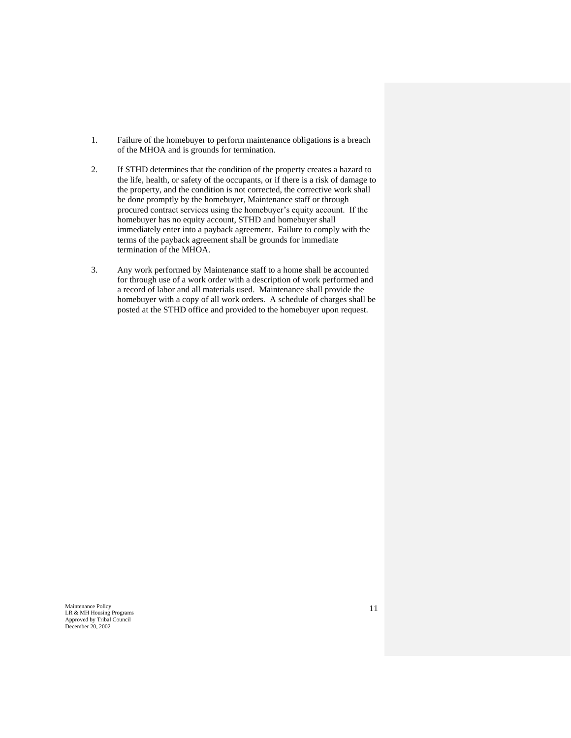1. Failure of the homebuyer to perform maintenance obligations is a breach of the MHOA and is grounds for termination.

2. If STHD determines that the condition of the property creates a hazard to the life, health, or safety of the occupants, or if there is a risk of damage to the property, and the condition is not corrected, the corrective work shall be done promptly by the homebuyer, Maintenance staff or through procured contract services using the homebuyer's equity account. If the homebuyer has no equity account, STHD and homebuyer shall immediately enter into a payback agreement. Failure to comply with the terms of the payback agreement shall be grounds for immediate termination of the MHOA.

3. Any work performed by Maintenance staff to a home shall be accounted for through use of a work order with a description of work performed and a record of labor and all materials used. Maintenance shall provide the homebuyer with a copy of all work orders. A schedule of charges shall be posted at the STHD office and provided to the homebuyer upon request.